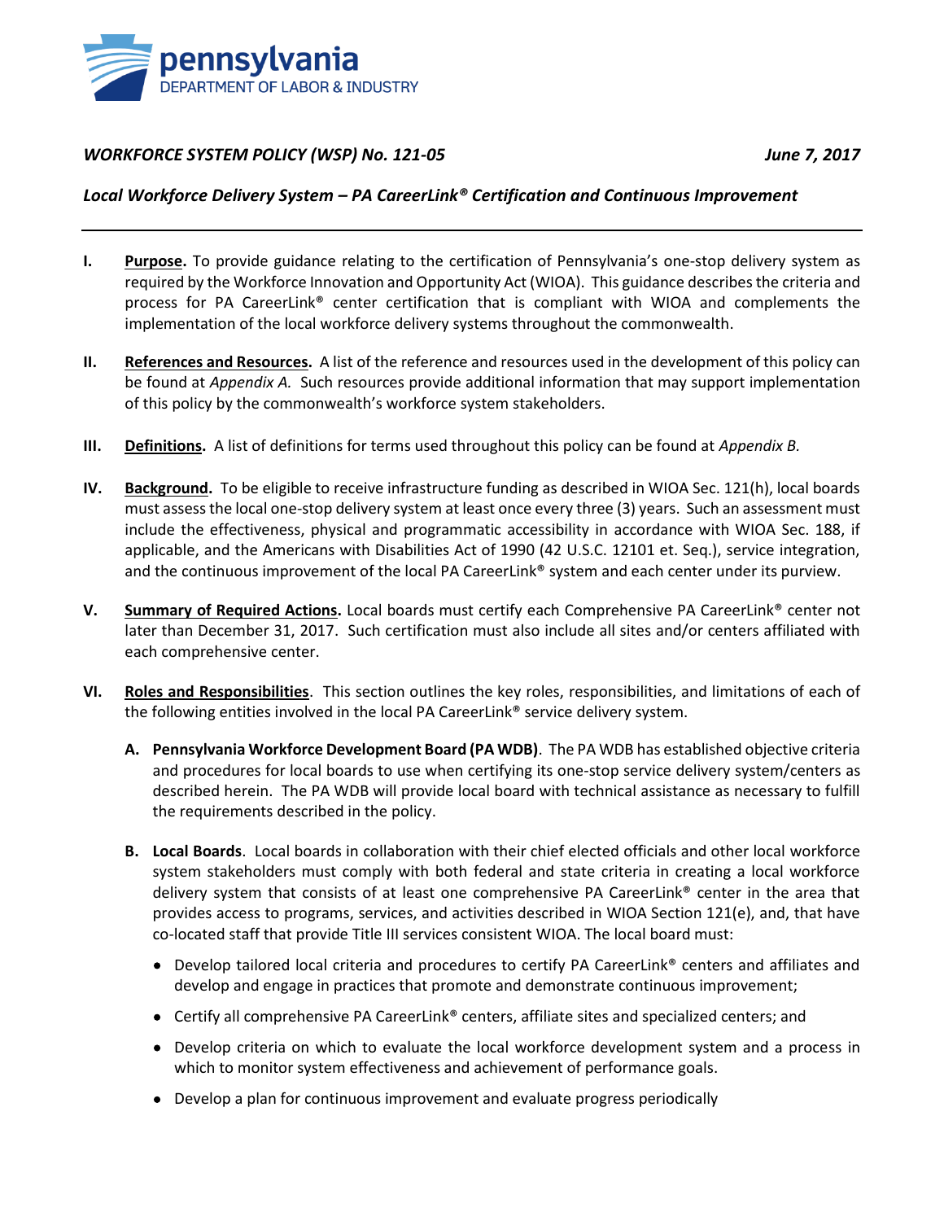pennsylvania
DEPARTMENT OF LABOR & INDUSTRY

***WORKFORCE SYSTEM POLICY (WSP) No. 121-05*** ***June 7, 2017***

***Local Workforce Delivery System – PA CareerLink® Certification and Continuous Improvement***

---

**I.** **Purpose.** To provide guidance relating to the certification of Pennsylvania's one-stop delivery system as required by the Workforce Innovation and Opportunity Act (WIOA). This guidance describes the criteria and process for PA CareerLink® center certification that is compliant with WIOA and complements the implementation of the local workforce delivery systems throughout the commonwealth.

**II.** **References and Resources.** A list of the reference and resources used in the development of this policy can be found at *Appendix A.* Such resources provide additional information that may support implementation of this policy by the commonwealth's workforce system stakeholders.

**III.** **Definitions.** A list of definitions for terms used throughout this policy can be found at *Appendix B.*

**IV.** **Background.** To be eligible to receive infrastructure funding as described in WIOA Sec. 121(h), local boards must assess the local one-stop delivery system at least once every three (3) years. Such an assessment must include the effectiveness, physical and programmatic accessibility in accordance with WIOA Sec. 188, if applicable, and the Americans with Disabilities Act of 1990 (42 U.S.C. 12101 et. Seq.), service integration, and the continuous improvement of the local PA CareerLink® system and each center under its purview.

**V.** **Summary of Required Actions.** Local boards must certify each Comprehensive PA CareerLink® center not later than December 31, 2017. Such certification must also include all sites and/or centers affiliated with each comprehensive center.

**VI.** **Roles and Responsibilities**. This section outlines the key roles, responsibilities, and limitations of each of the following entities involved in the local PA CareerLink® service delivery system.

**A.** **Pennsylvania Workforce Development Board (PA WDB)**. The PA WDB has established objective criteria and procedures for local boards to use when certifying its one-stop service delivery system/centers as described herein. The PA WDB will provide local board with technical assistance as necessary to fulfill the requirements described in the policy.

**B.** **Local Boards**. Local boards in collaboration with their chief elected officials and other local workforce system stakeholders must comply with both federal and state criteria in creating a local workforce delivery system that consists of at least one comprehensive PA CareerLink® center in the area that provides access to programs, services, and activities described in WIOA Section 121(e), and, that have co-located staff that provide Title III services consistent WIOA. The local board must:

- Develop tailored local criteria and procedures to certify PA CareerLink® centers and affiliates and develop and engage in practices that promote and demonstrate continuous improvement;
- Certify all comprehensive PA CareerLink® centers, affiliate sites and specialized centers; and
- Develop criteria on which to evaluate the local workforce development system and a process in which to monitor system effectiveness and achievement of performance goals.
- Develop a plan for continuous improvement and evaluate progress periodically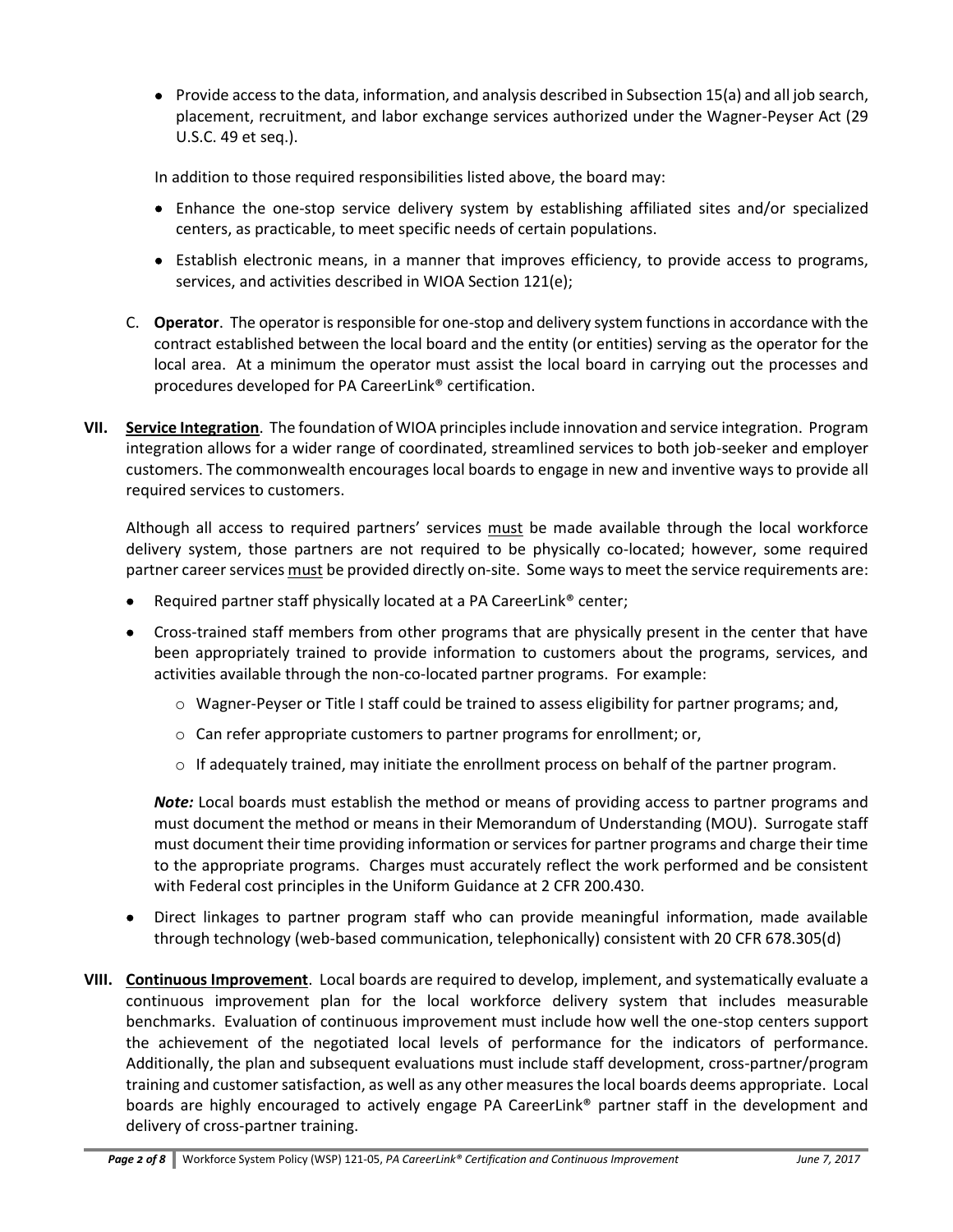- Provide access to the data, information, and analysis described in Subsection 15(a) and all job search, placement, recruitment, and labor exchange services authorized under the Wagner-Peyser Act (29 U.S.C. 49 et seq.).

In addition to those required responsibilities listed above, the board may:

- Enhance the one-stop service delivery system by establishing affiliated sites and/or specialized centers, as practicable, to meet specific needs of certain populations.
- Establish electronic means, in a manner that improves efficiency, to provide access to programs, services, and activities described in WIOA Section 121(e);

C. **Operator**. The operator is responsible for one-stop and delivery system functions in accordance with the contract established between the local board and the entity (or entities) serving as the operator for the local area. At a minimum the operator must assist the local board in carrying out the processes and procedures developed for PA CareerLink® certification.

**VII. Service Integration**. The foundation of WIOA principles include innovation and service integration. Program integration allows for a wider range of coordinated, streamlined services to both job-seeker and employer customers. The commonwealth encourages local boards to engage in new and inventive ways to provide all required services to customers.

Although all access to required partners' services must be made available through the local workforce delivery system, those partners are not required to be physically co-located; however, some required partner career services must be provided directly on-site. Some ways to meet the service requirements are:

- Required partner staff physically located at a PA CareerLink® center;
- Cross-trained staff members from other programs that are physically present in the center that have been appropriately trained to provide information to customers about the programs, services, and activities available through the non-co-located partner programs. For example:
  - Wagner-Peyser or Title I staff could be trained to assess eligibility for partner programs; and,
  - Can refer appropriate customers to partner programs for enrollment; or,
  - If adequately trained, may initiate the enrollment process on behalf of the partner program.

***Note:*** Local boards must establish the method or means of providing access to partner programs and must document the method or means in their Memorandum of Understanding (MOU). Surrogate staff must document their time providing information or services for partner programs and charge their time to the appropriate programs. Charges must accurately reflect the work performed and be consistent with Federal cost principles in the Uniform Guidance at 2 CFR 200.430.

- Direct linkages to partner program staff who can provide meaningful information, made available through technology (web-based communication, telephonically) consistent with 20 CFR 678.305(d)

**VIII. Continuous Improvement**. Local boards are required to develop, implement, and systematically evaluate a continuous improvement plan for the local workforce delivery system that includes measurable benchmarks. Evaluation of continuous improvement must include how well the one-stop centers support the achievement of the negotiated local levels of performance for the indicators of performance. Additionally, the plan and subsequent evaluations must include staff development, cross-partner/program training and customer satisfaction, as well as any other measures the local boards deems appropriate. Local boards are highly encouraged to actively engage PA CareerLink® partner staff in the development and delivery of cross-partner training.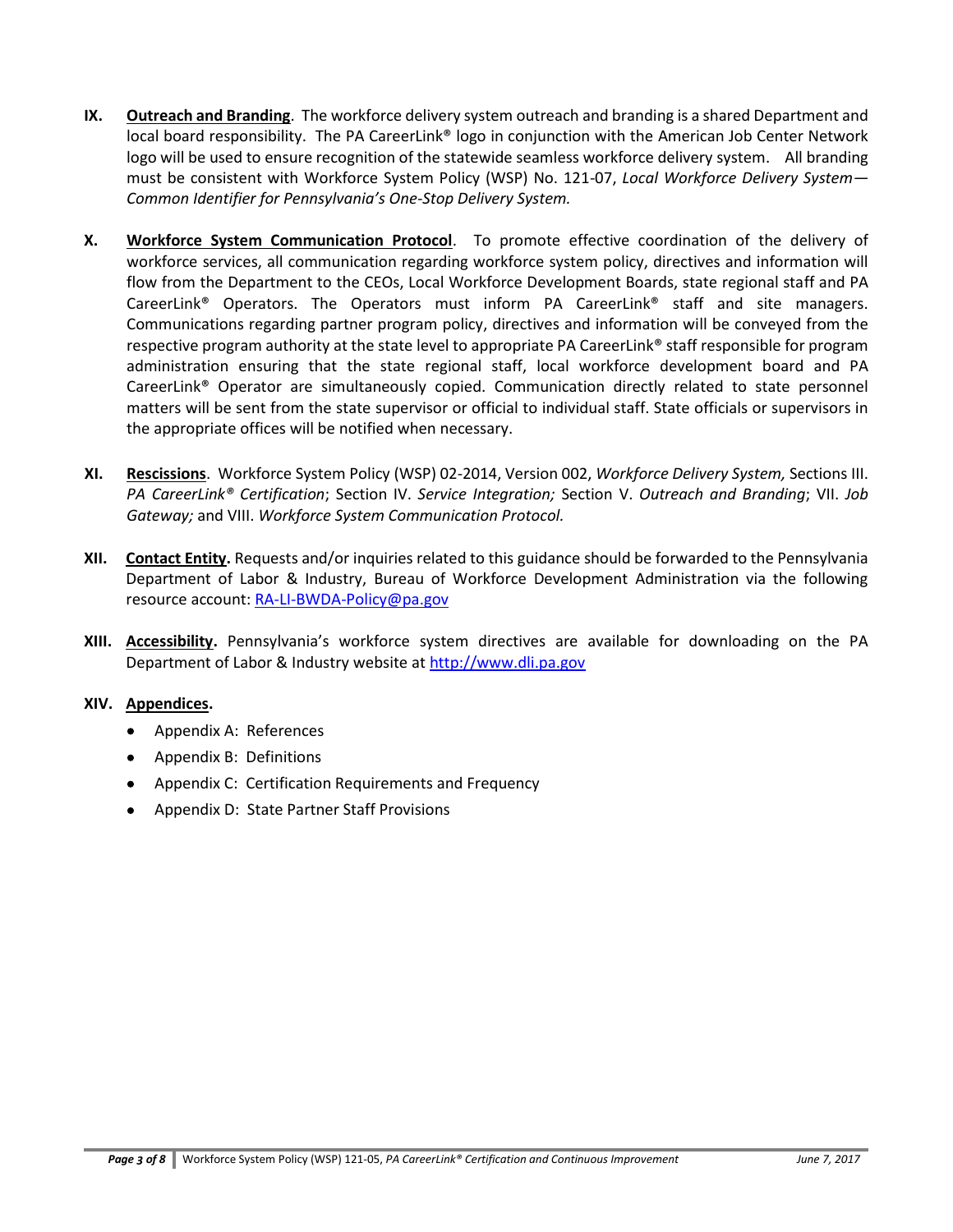**IX.** **Outreach and Branding**. The workforce delivery system outreach and branding is a shared Department and local board responsibility. The PA CareerLink® logo in conjunction with the American Job Center Network logo will be used to ensure recognition of the statewide seamless workforce delivery system. All branding must be consistent with Workforce System Policy (WSP) No. 121-07, *Local Workforce Delivery System—Common Identifier for Pennsylvania's One-Stop Delivery System.*

**X.** **Workforce System Communication Protocol**. To promote effective coordination of the delivery of workforce services, all communication regarding workforce system policy, directives and information will flow from the Department to the CEOs, Local Workforce Development Boards, state regional staff and PA CareerLink® Operators. The Operators must inform PA CareerLink® staff and site managers. Communications regarding partner program policy, directives and information will be conveyed from the respective program authority at the state level to appropriate PA CareerLink® staff responsible for program administration ensuring that the state regional staff, local workforce development board and PA CareerLink® Operator are simultaneously copied. Communication directly related to state personnel matters will be sent from the state supervisor or official to individual staff. State officials or supervisors in the appropriate offices will be notified when necessary.

**XI.** **Rescissions**. Workforce System Policy (WSP) 02-2014, Version 002, *Workforce Delivery System,* Sections III. *PA CareerLink® Certification*; Section IV. *Service Integration;* Section V. *Outreach and Branding*; VII. *Job Gateway;* and VIII. *Workforce System Communication Protocol.*

**XII.** **Contact Entity.** Requests and/or inquiries related to this guidance should be forwarded to the Pennsylvania Department of Labor & Industry, Bureau of Workforce Development Administration via the following resource account: RA-LI-BWDA-Policy@pa.gov

**XIII.** **Accessibility.** Pennsylvania's workforce system directives are available for downloading on the PA Department of Labor & Industry website at http://www.dli.pa.gov

**XIV.** **Appendices.**

- Appendix A: References
- Appendix B: Definitions
- Appendix C: Certification Requirements and Frequency
- Appendix D: State Partner Staff Provisions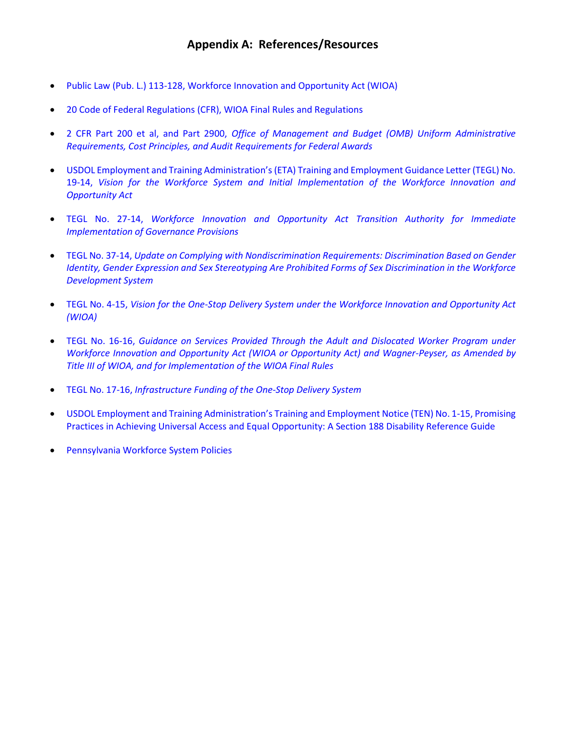# Appendix A: References/Resources

- Public Law (Pub. L.) 113-128, Workforce Innovation and Opportunity Act (WIOA)
- 20 Code of Federal Regulations (CFR), WIOA Final Rules and Regulations
- 2 CFR Part 200 et al, and Part 2900, *Office of Management and Budget (OMB) Uniform Administrative Requirements, Cost Principles, and Audit Requirements for Federal Awards*
- USDOL Employment and Training Administration's (ETA) Training and Employment Guidance Letter (TEGL) No. 19-14, *Vision for the Workforce System and Initial Implementation of the Workforce Innovation and Opportunity Act*
- TEGL No. 27-14, *Workforce Innovation and Opportunity Act Transition Authority for Immediate Implementation of Governance Provisions*
- TEGL No. 37-14, *Update on Complying with Nondiscrimination Requirements: Discrimination Based on Gender Identity, Gender Expression and Sex Stereotyping Are Prohibited Forms of Sex Discrimination in the Workforce Development System*
- TEGL No. 4-15, *Vision for the One-Stop Delivery System under the Workforce Innovation and Opportunity Act (WIOA)*
- TEGL No. 16-16, *Guidance on Services Provided Through the Adult and Dislocated Worker Program under Workforce Innovation and Opportunity Act (WIOA or Opportunity Act) and Wagner-Peyser, as Amended by Title III of WIOA, and for Implementation of the WIOA Final Rules*
- TEGL No. 17-16, *Infrastructure Funding of the One-Stop Delivery System*
- USDOL Employment and Training Administration's Training and Employment Notice (TEN) No. 1-15, Promising Practices in Achieving Universal Access and Equal Opportunity: A Section 188 Disability Reference Guide
- Pennsylvania Workforce System Policies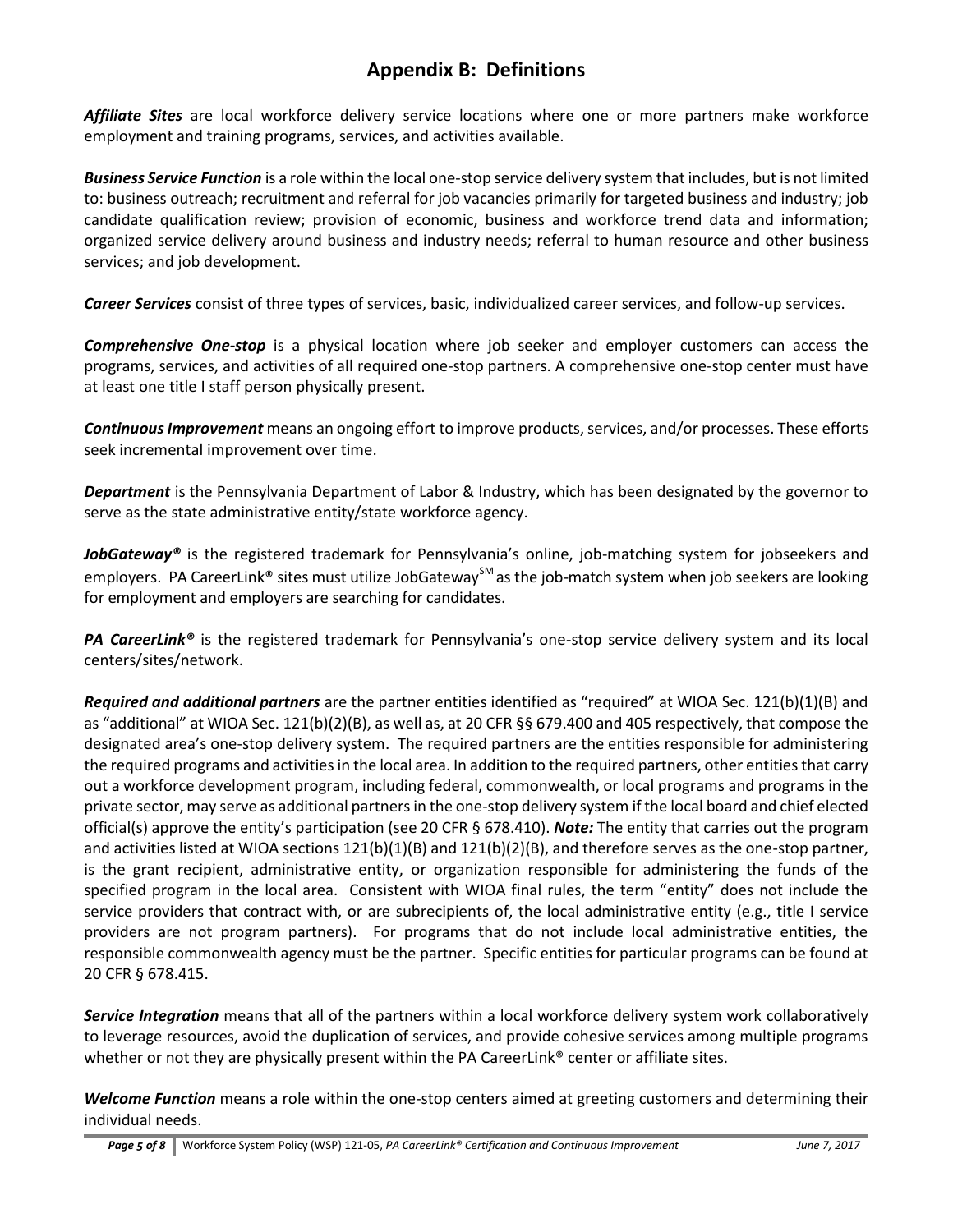## Appendix B: Definitions

***Affiliate Sites*** are local workforce delivery service locations where one or more partners make workforce employment and training programs, services, and activities available.

***Business Service Function*** is a role within the local one-stop service delivery system that includes, but is not limited to: business outreach; recruitment and referral for job vacancies primarily for targeted business and industry; job candidate qualification review; provision of economic, business and workforce trend data and information; organized service delivery around business and industry needs; referral to human resource and other business services; and job development.

***Career Services*** consist of three types of services, basic, individualized career services, and follow-up services.

***Comprehensive One-stop*** is a physical location where job seeker and employer customers can access the programs, services, and activities of all required one-stop partners. A comprehensive one-stop center must have at least one title I staff person physically present.

***Continuous Improvement*** means an ongoing effort to improve products, services, and/or processes. These efforts seek incremental improvement over time.

***Department*** is the Pennsylvania Department of Labor & Industry, which has been designated by the governor to serve as the state administrative entity/state workforce agency.

***JobGateway®*** is the registered trademark for Pennsylvania's online, job-matching system for jobseekers and employers. PA CareerLink® sites must utilize JobGateway[SM] as the job-match system when job seekers are looking for employment and employers are searching for candidates.

***PA CareerLink®*** is the registered trademark for Pennsylvania's one-stop service delivery system and its local centers/sites/network.

***Required and additional partners*** are the partner entities identified as "required" at WIOA Sec. 121(b)(1)(B) and as "additional" at WIOA Sec. 121(b)(2)(B), as well as, at 20 CFR §§ 679.400 and 405 respectively, that compose the designated area's one-stop delivery system. The required partners are the entities responsible for administering the required programs and activities in the local area. In addition to the required partners, other entities that carry out a workforce development program, including federal, commonwealth, or local programs and programs in the private sector, may serve as additional partners in the one-stop delivery system if the local board and chief elected official(s) approve the entity's participation (see 20 CFR § 678.410). ***Note:*** The entity that carries out the program and activities listed at WIOA sections 121(b)(1)(B) and 121(b)(2)(B), and therefore serves as the one-stop partner, is the grant recipient, administrative entity, or organization responsible for administering the funds of the specified program in the local area. Consistent with WIOA final rules, the term "entity" does not include the service providers that contract with, or are subrecipients of, the local administrative entity (e.g., title I service providers are not program partners). For programs that do not include local administrative entities, the responsible commonwealth agency must be the partner. Specific entities for particular programs can be found at 20 CFR § 678.415.

***Service Integration*** means that all of the partners within a local workforce delivery system work collaboratively to leverage resources, avoid the duplication of services, and provide cohesive services among multiple programs whether or not they are physically present within the PA CareerLink® center or affiliate sites.

***Welcome Function*** means a role within the one-stop centers aimed at greeting customers and determining their individual needs.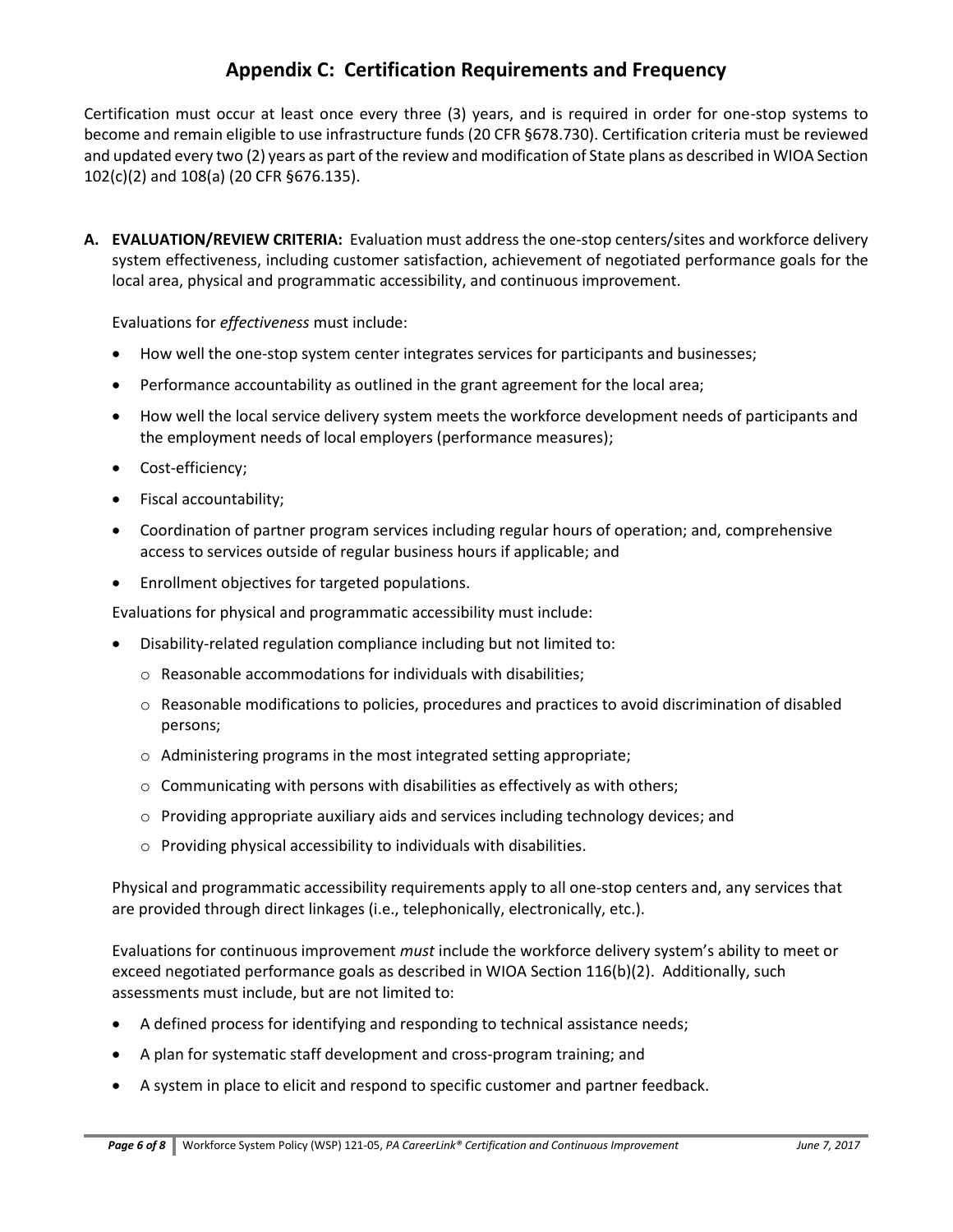# Appendix C: Certification Requirements and Frequency

Certification must occur at least once every three (3) years, and is required in order for one-stop systems to become and remain eligible to use infrastructure funds (20 CFR §678.730). Certification criteria must be reviewed and updated every two (2) years as part of the review and modification of State plans as described in WIOA Section 102(c)(2) and 108(a) (20 CFR §676.135).

**A. EVALUATION/REVIEW CRITERIA:** Evaluation must address the one-stop centers/sites and workforce delivery system effectiveness, including customer satisfaction, achievement of negotiated performance goals for the local area, physical and programmatic accessibility, and continuous improvement.

Evaluations for *effectiveness* must include:

- How well the one-stop system center integrates services for participants and businesses;
- Performance accountability as outlined in the grant agreement for the local area;
- How well the local service delivery system meets the workforce development needs of participants and the employment needs of local employers (performance measures);
- Cost-efficiency;
- Fiscal accountability;
- Coordination of partner program services including regular hours of operation; and, comprehensive access to services outside of regular business hours if applicable; and
- Enrollment objectives for targeted populations.

Evaluations for physical and programmatic accessibility must include:

- Disability-related regulation compliance including but not limited to:
  - Reasonable accommodations for individuals with disabilities;
  - Reasonable modifications to policies, procedures and practices to avoid discrimination of disabled persons;
  - Administering programs in the most integrated setting appropriate;
  - Communicating with persons with disabilities as effectively as with others;
  - Providing appropriate auxiliary aids and services including technology devices; and
  - Providing physical accessibility to individuals with disabilities.

Physical and programmatic accessibility requirements apply to all one-stop centers and, any services that are provided through direct linkages (i.e., telephonically, electronically, etc.).

Evaluations for continuous improvement *must* include the workforce delivery system's ability to meet or exceed negotiated performance goals as described in WIOA Section 116(b)(2). Additionally, such assessments must include, but are not limited to:

- A defined process for identifying and responding to technical assistance needs;
- A plan for systematic staff development and cross-program training; and
- A system in place to elicit and respond to specific customer and partner feedback.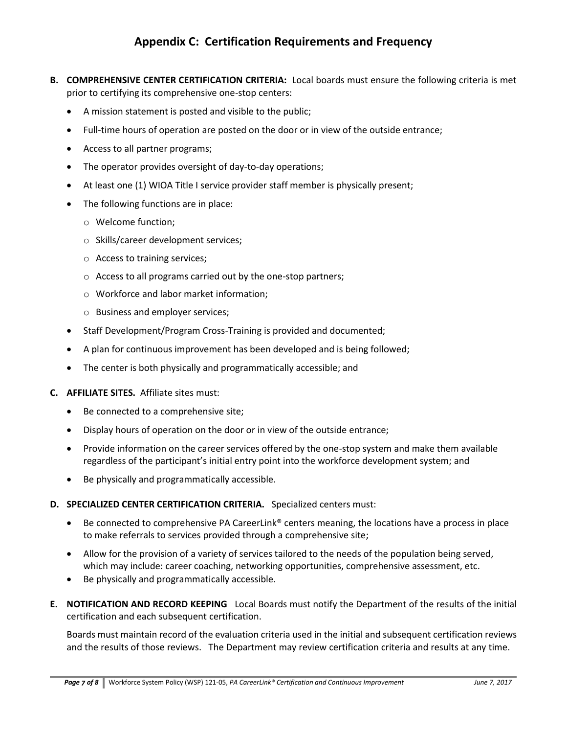# Appendix C: Certification Requirements and Frequency

**B. COMPREHENSIVE CENTER CERTIFICATION CRITERIA:** Local boards must ensure the following criteria is met prior to certifying its comprehensive one-stop centers:

- A mission statement is posted and visible to the public;
- Full-time hours of operation are posted on the door or in view of the outside entrance;
- Access to all partner programs;
- The operator provides oversight of day-to-day operations;
- At least one (1) WIOA Title I service provider staff member is physically present;
- The following functions are in place:
  - Welcome function;
  - Skills/career development services;
  - Access to training services;
  - Access to all programs carried out by the one-stop partners;
  - Workforce and labor market information;
  - Business and employer services;
- Staff Development/Program Cross-Training is provided and documented;
- A plan for continuous improvement has been developed and is being followed;
- The center is both physically and programmatically accessible; and

**C. AFFILIATE SITES.** Affiliate sites must:

- Be connected to a comprehensive site;
- Display hours of operation on the door or in view of the outside entrance;
- Provide information on the career services offered by the one-stop system and make them available regardless of the participant's initial entry point into the workforce development system; and
- Be physically and programmatically accessible.

**D. SPECIALIZED CENTER CERTIFICATION CRITERIA.** Specialized centers must:

- Be connected to comprehensive PA CareerLink® centers meaning, the locations have a process in place to make referrals to services provided through a comprehensive site;
- Allow for the provision of a variety of services tailored to the needs of the population being served, which may include: career coaching, networking opportunities, comprehensive assessment, etc.
- Be physically and programmatically accessible.

**E. NOTIFICATION AND RECORD KEEPING** Local Boards must notify the Department of the results of the initial certification and each subsequent certification.

Boards must maintain record of the evaluation criteria used in the initial and subsequent certification reviews and the results of those reviews. The Department may review certification criteria and results at any time.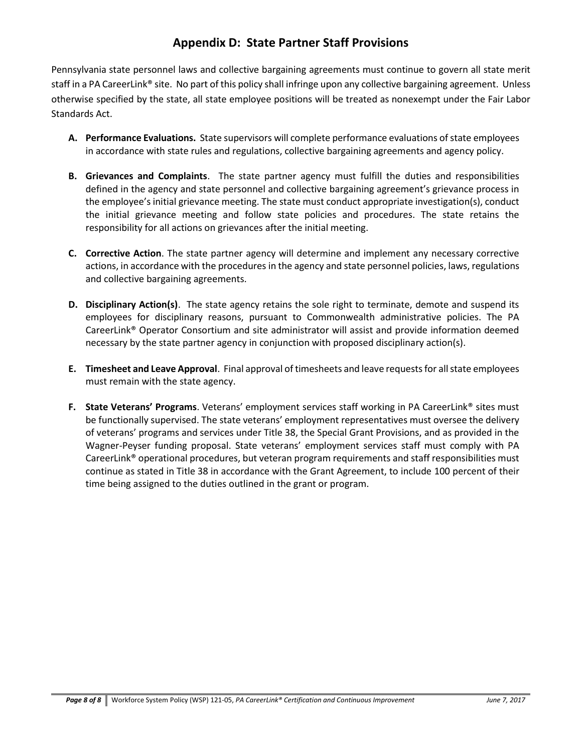## Appendix D: State Partner Staff Provisions

Pennsylvania state personnel laws and collective bargaining agreements must continue to govern all state merit staff in a PA CareerLink® site. No part of this policy shall infringe upon any collective bargaining agreement. Unless otherwise specified by the state, all state employee positions will be treated as nonexempt under the Fair Labor Standards Act.

**A. Performance Evaluations.** State supervisors will complete performance evaluations of state employees in accordance with state rules and regulations, collective bargaining agreements and agency policy.

**B. Grievances and Complaints**. The state partner agency must fulfill the duties and responsibilities defined in the agency and state personnel and collective bargaining agreement's grievance process in the employee's initial grievance meeting. The state must conduct appropriate investigation(s), conduct the initial grievance meeting and follow state policies and procedures. The state retains the responsibility for all actions on grievances after the initial meeting.

**C. Corrective Action**. The state partner agency will determine and implement any necessary corrective actions, in accordance with the procedures in the agency and state personnel policies, laws, regulations and collective bargaining agreements.

**D. Disciplinary Action(s)**. The state agency retains the sole right to terminate, demote and suspend its employees for disciplinary reasons, pursuant to Commonwealth administrative policies. The PA CareerLink® Operator Consortium and site administrator will assist and provide information deemed necessary by the state partner agency in conjunction with proposed disciplinary action(s).

**E. Timesheet and Leave Approval**. Final approval of timesheets and leave requests for all state employees must remain with the state agency.

**F. State Veterans' Programs**. Veterans' employment services staff working in PA CareerLink® sites must be functionally supervised. The state veterans' employment representatives must oversee the delivery of veterans' programs and services under Title 38, the Special Grant Provisions, and as provided in the Wagner-Peyser funding proposal. State veterans' employment services staff must comply with PA CareerLink® operational procedures, but veteran program requirements and staff responsibilities must continue as stated in Title 38 in accordance with the Grant Agreement, to include 100 percent of their time being assigned to the duties outlined in the grant or program.